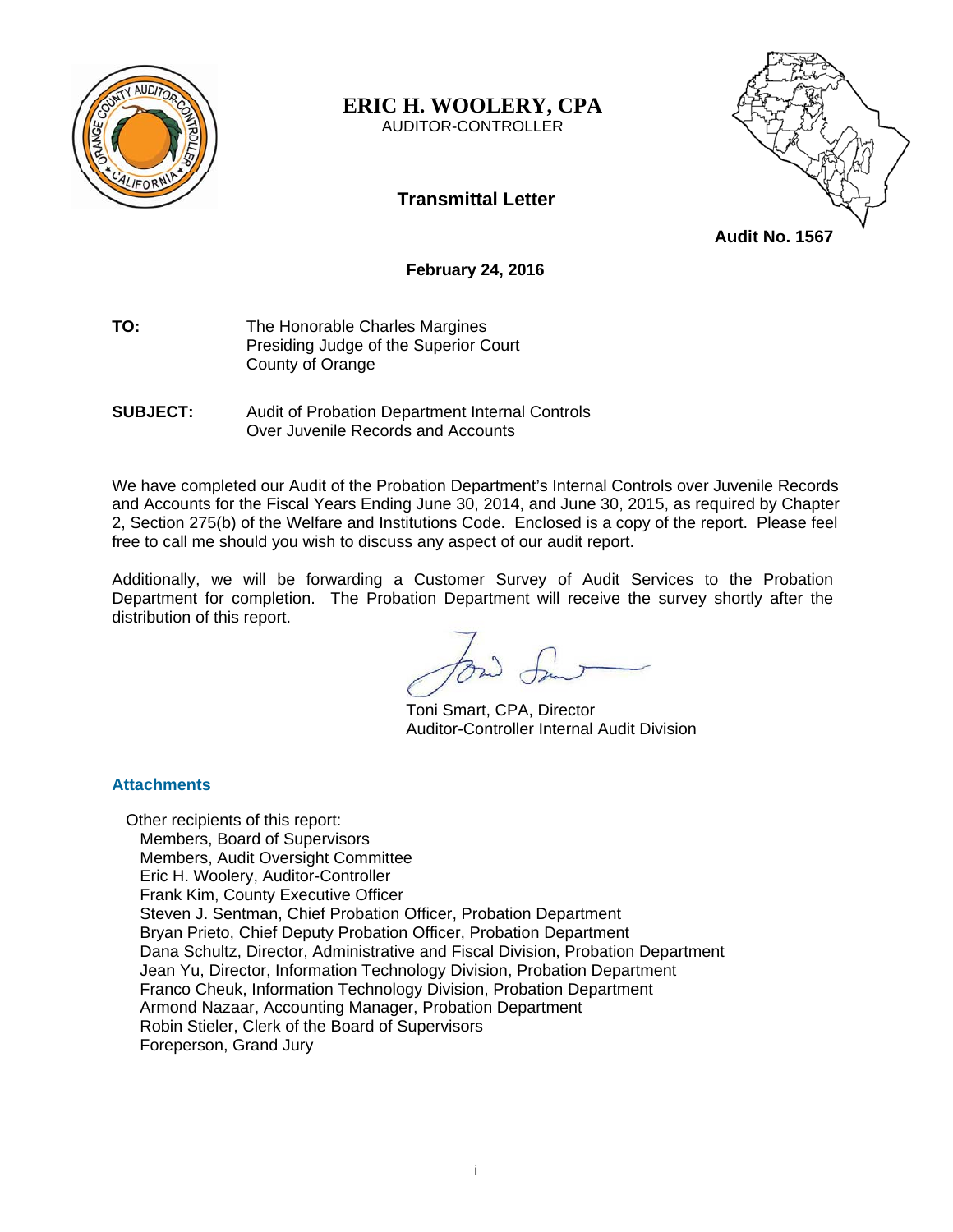# ERIC H. WOOLERY, CPA

AUDITOR-CONTROLLER

## Transmittal Letter

**Audit No. 1567**

**February 24, 2016**

**TO:** The Honorable Charles Margines
Presiding Judge of the Superior Court
County of Orange

**SUBJECT:** Audit of Probation Department Internal Controls Over Juvenile Records and Accounts

We have completed our Audit of the Probation Department's Internal Controls over Juvenile Records and Accounts for the Fiscal Years Ending June 30, 2014, and June 30, 2015, as required by Chapter 2, Section 275(b) of the Welfare and Institutions Code. Enclosed is a copy of the report. Please feel free to call me should you wish to discuss any aspect of our audit report.

Additionally, we will be forwarding a Customer Survey of Audit Services to the Probation Department for completion. The Probation Department will receive the survey shortly after the distribution of this report.

Toni Smart, CPA, Director
Auditor-Controller Internal Audit Division

### Attachments

Other recipients of this report:
- Members, Board of Supervisors
- Members, Audit Oversight Committee
- Eric H. Woolery, Auditor-Controller
- Frank Kim, County Executive Officer
- Steven J. Sentman, Chief Probation Officer, Probation Department
- Bryan Prieto, Chief Deputy Probation Officer, Probation Department
- Dana Schultz, Director, Administrative and Fiscal Division, Probation Department
- Jean Yu, Director, Information Technology Division, Probation Department
- Franco Cheuk, Information Technology Division, Probation Department
- Armond Nazaar, Accounting Manager, Probation Department
- Robin Stieler, Clerk of the Board of Supervisors
- Foreperson, Grand Jury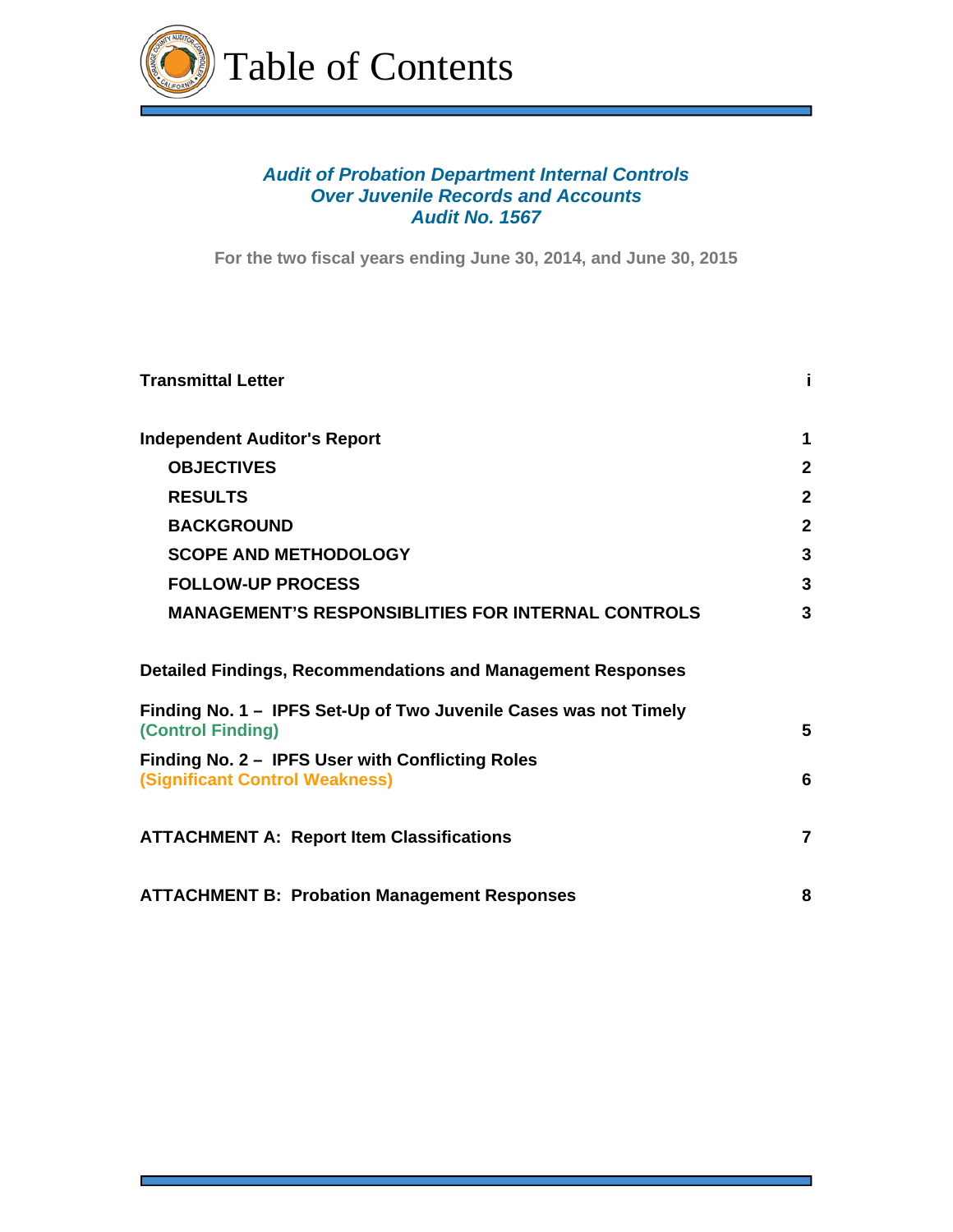# Table of Contents

***Audit of Probation Department Internal Controls***
***Over Juvenile Records and Accounts***
***Audit No. 1567***

**For the two fiscal years ending June 30, 2014, and June 30, 2015**

| | |
|---|---|
| **Transmittal Letter** | **i** |
| **Independent Auditor's Report** | **1** |
| **OBJECTIVES** | **2** |
| **RESULTS** | **2** |
| **BACKGROUND** | **2** |
| **SCOPE AND METHODOLOGY** | **3** |
| **FOLLOW-UP PROCESS** | **3** |
| **MANAGEMENT'S RESPONSIBLITIES FOR INTERNAL CONTROLS** | **3** |
| **Detailed Findings, Recommendations and Management Responses** | |
| **Finding No. 1 – IPFS Set-Up of Two Juvenile Cases was not Timely (Control Finding)** | **5** |
| **Finding No. 2 – IPFS User with Conflicting Roles (Significant Control Weakness)** | **6** |
| **ATTACHMENT A: Report Item Classifications** | **7** |
| **ATTACHMENT B: Probation Management Responses** | **8** |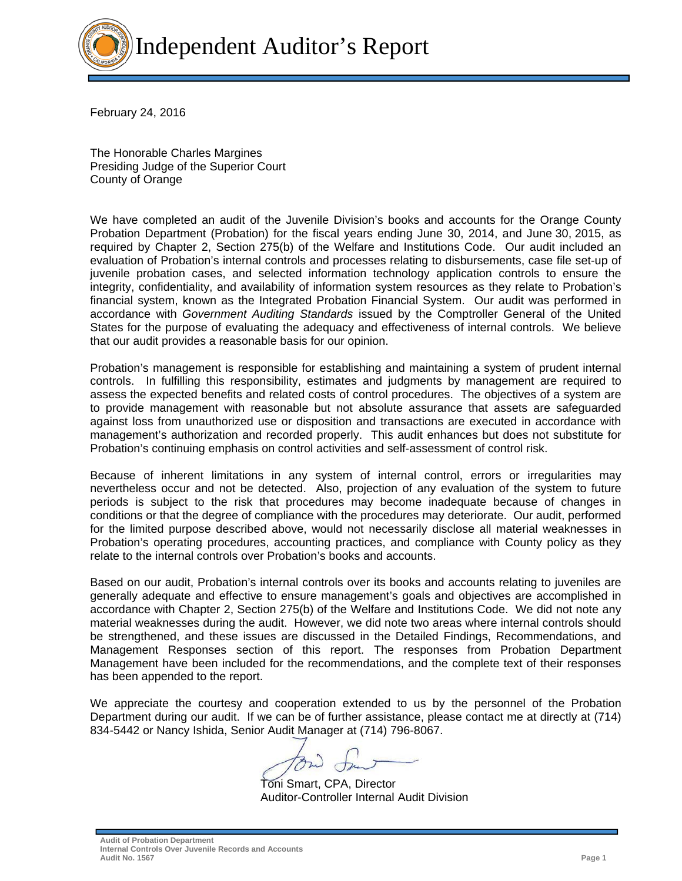# Independent Auditor's Report

February 24, 2016

The Honorable Charles Margines
Presiding Judge of the Superior Court
County of Orange

We have completed an audit of the Juvenile Division's books and accounts for the Orange County Probation Department (Probation) for the fiscal years ending June 30, 2014, and June 30, 2015, as required by Chapter 2, Section 275(b) of the Welfare and Institutions Code. Our audit included an evaluation of Probation's internal controls and processes relating to disbursements, case file set-up of juvenile probation cases, and selected information technology application controls to ensure the integrity, confidentiality, and availability of information system resources as they relate to Probation's financial system, known as the Integrated Probation Financial System. Our audit was performed in accordance with *Government Auditing Standards* issued by the Comptroller General of the United States for the purpose of evaluating the adequacy and effectiveness of internal controls. We believe that our audit provides a reasonable basis for our opinion.

Probation's management is responsible for establishing and maintaining a system of prudent internal controls. In fulfilling this responsibility, estimates and judgments by management are required to assess the expected benefits and related costs of control procedures. The objectives of a system are to provide management with reasonable but not absolute assurance that assets are safeguarded against loss from unauthorized use or disposition and transactions are executed in accordance with management's authorization and recorded properly. This audit enhances but does not substitute for Probation's continuing emphasis on control activities and self-assessment of control risk.

Because of inherent limitations in any system of internal control, errors or irregularities may nevertheless occur and not be detected. Also, projection of any evaluation of the system to future periods is subject to the risk that procedures may become inadequate because of changes in conditions or that the degree of compliance with the procedures may deteriorate. Our audit, performed for the limited purpose described above, would not necessarily disclose all material weaknesses in Probation's operating procedures, accounting practices, and compliance with County policy as they relate to the internal controls over Probation's books and accounts.

Based on our audit, Probation's internal controls over its books and accounts relating to juveniles are generally adequate and effective to ensure management's goals and objectives are accomplished in accordance with Chapter 2, Section 275(b) of the Welfare and Institutions Code. We did not note any material weaknesses during the audit. However, we did note two areas where internal controls should be strengthened, and these issues are discussed in the Detailed Findings, Recommendations, and Management Responses section of this report. The responses from Probation Department Management have been included for the recommendations, and the complete text of their responses has been appended to the report.

We appreciate the courtesy and cooperation extended to us by the personnel of the Probation Department during our audit. If we can be of further assistance, please contact me at directly at (714) 834-5442 or Nancy Ishida, Senior Audit Manager at (714) 796-8067.

Toni Smart, CPA, Director
Auditor-Controller Internal Audit Division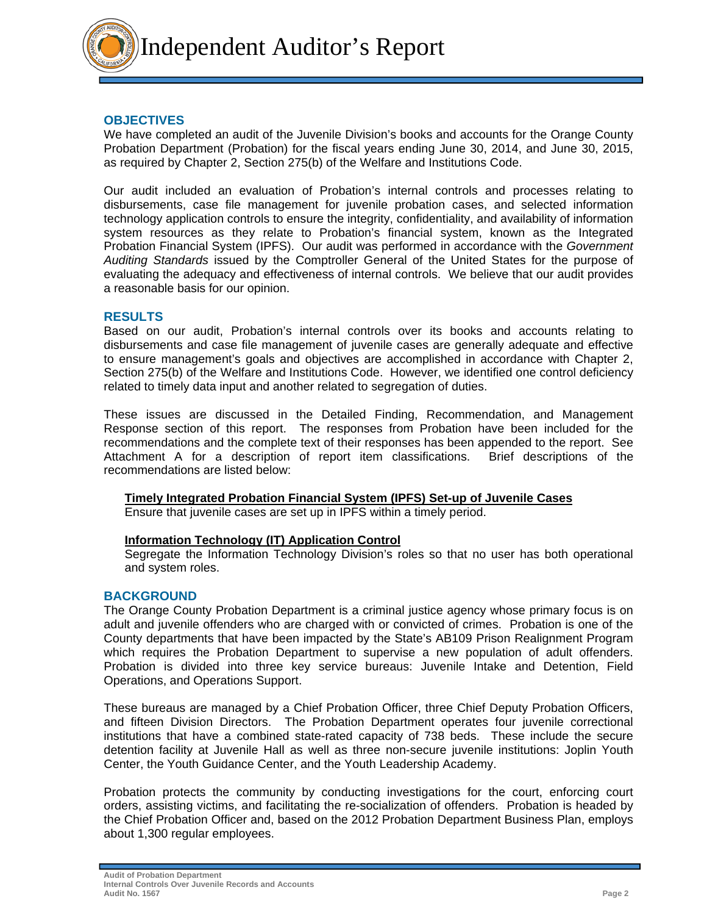# Independent Auditor's Report

## OBJECTIVES

We have completed an audit of the Juvenile Division's books and accounts for the Orange County Probation Department (Probation) for the fiscal years ending June 30, 2014, and June 30, 2015, as required by Chapter 2, Section 275(b) of the Welfare and Institutions Code.

Our audit included an evaluation of Probation's internal controls and processes relating to disbursements, case file management for juvenile probation cases, and selected information technology application controls to ensure the integrity, confidentiality, and availability of information system resources as they relate to Probation's financial system, known as the Integrated Probation Financial System (IPFS). Our audit was performed in accordance with the *Government Auditing Standards* issued by the Comptroller General of the United States for the purpose of evaluating the adequacy and effectiveness of internal controls. We believe that our audit provides a reasonable basis for our opinion.

## RESULTS

Based on our audit, Probation's internal controls over its books and accounts relating to disbursements and case file management of juvenile cases are generally adequate and effective to ensure management's goals and objectives are accomplished in accordance with Chapter 2, Section 275(b) of the Welfare and Institutions Code. However, we identified one control deficiency related to timely data input and another related to segregation of duties.

These issues are discussed in the Detailed Finding, Recommendation, and Management Response section of this report. The responses from Probation have been included for the recommendations and the complete text of their responses has been appended to the report. See Attachment A for a description of report item classifications. Brief descriptions of the recommendations are listed below:

**Timely Integrated Probation Financial System (IPFS) Set-up of Juvenile Cases**
Ensure that juvenile cases are set up in IPFS within a timely period.

**Information Technology (IT) Application Control**
Segregate the Information Technology Division's roles so that no user has both operational and system roles.

## BACKGROUND

The Orange County Probation Department is a criminal justice agency whose primary focus is on adult and juvenile offenders who are charged with or convicted of crimes. Probation is one of the County departments that have been impacted by the State's AB109 Prison Realignment Program which requires the Probation Department to supervise a new population of adult offenders. Probation is divided into three key service bureaus: Juvenile Intake and Detention, Field Operations, and Operations Support.

These bureaus are managed by a Chief Probation Officer, three Chief Deputy Probation Officers, and fifteen Division Directors. The Probation Department operates four juvenile correctional institutions that have a combined state-rated capacity of 738 beds. These include the secure detention facility at Juvenile Hall as well as three non-secure juvenile institutions: Joplin Youth Center, the Youth Guidance Center, and the Youth Leadership Academy.

Probation protects the community by conducting investigations for the court, enforcing court orders, assisting victims, and facilitating the re-socialization of offenders. Probation is headed by the Chief Probation Officer and, based on the 2012 Probation Department Business Plan, employs about 1,300 regular employees.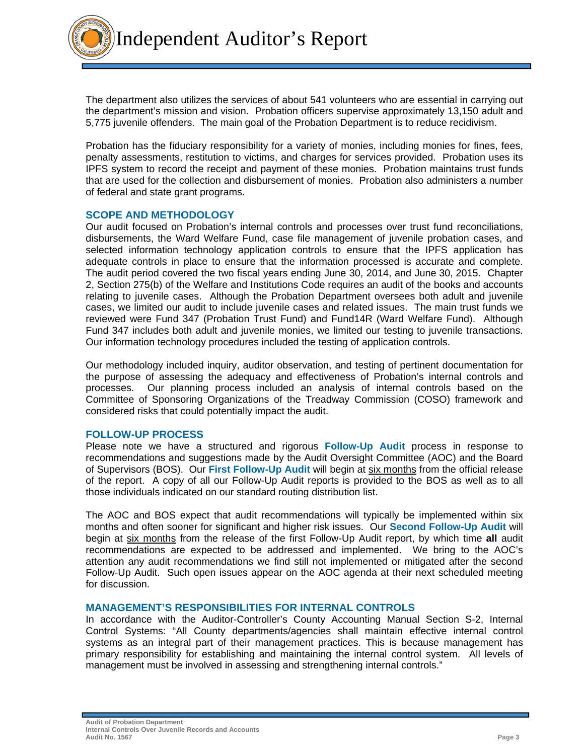The department also utilizes the services of about 541 volunteers who are essential in carrying out the department's mission and vision. Probation officers supervise approximately 13,150 adult and 5,775 juvenile offenders. The main goal of the Probation Department is to reduce recidivism.

Probation has the fiduciary responsibility for a variety of monies, including monies for fines, fees, penalty assessments, restitution to victims, and charges for services provided. Probation uses its IPFS system to record the receipt and payment of these monies. Probation maintains trust funds that are used for the collection and disbursement of monies. Probation also administers a number of federal and state grant programs.

## SCOPE AND METHODOLOGY

Our audit focused on Probation's internal controls and processes over trust fund reconciliations, disbursements, the Ward Welfare Fund, case file management of juvenile probation cases, and selected information technology application controls to ensure that the IPFS application has adequate controls in place to ensure that the information processed is accurate and complete. The audit period covered the two fiscal years ending June 30, 2014, and June 30, 2015. Chapter 2, Section 275(b) of the Welfare and Institutions Code requires an audit of the books and accounts relating to juvenile cases. Although the Probation Department oversees both adult and juvenile cases, we limited our audit to include juvenile cases and related issues. The main trust funds we reviewed were Fund 347 (Probation Trust Fund) and Fund14R (Ward Welfare Fund). Although Fund 347 includes both adult and juvenile monies, we limited our testing to juvenile transactions. Our information technology procedures included the testing of application controls.

Our methodology included inquiry, auditor observation, and testing of pertinent documentation for the purpose of assessing the adequacy and effectiveness of Probation's internal controls and processes. Our planning process included an analysis of internal controls based on the Committee of Sponsoring Organizations of the Treadway Commission (COSO) framework and considered risks that could potentially impact the audit.

## FOLLOW-UP PROCESS

Please note we have a structured and rigorous **Follow-Up Audit** process in response to recommendations and suggestions made by the Audit Oversight Committee (AOC) and the Board of Supervisors (BOS). Our **First Follow-Up Audit** will begin at six months from the official release of the report. A copy of all our Follow-Up Audit reports is provided to the BOS as well as to all those individuals indicated on our standard routing distribution list.

The AOC and BOS expect that audit recommendations will typically be implemented within six months and often sooner for significant and higher risk issues. Our **Second Follow-Up Audit** will begin at six months from the release of the first Follow-Up Audit report, by which time **all** audit recommendations are expected to be addressed and implemented. We bring to the AOC's attention any audit recommendations we find still not implemented or mitigated after the second Follow-Up Audit. Such open issues appear on the AOC agenda at their next scheduled meeting for discussion.

## MANAGEMENT'S RESPONSIBILITIES FOR INTERNAL CONTROLS

In accordance with the Auditor-Controller's County Accounting Manual Section S-2, Internal Control Systems: "All County departments/agencies shall maintain effective internal control systems as an integral part of their management practices. This is because management has primary responsibility for establishing and maintaining the internal control system. All levels of management must be involved in assessing and strengthening internal controls."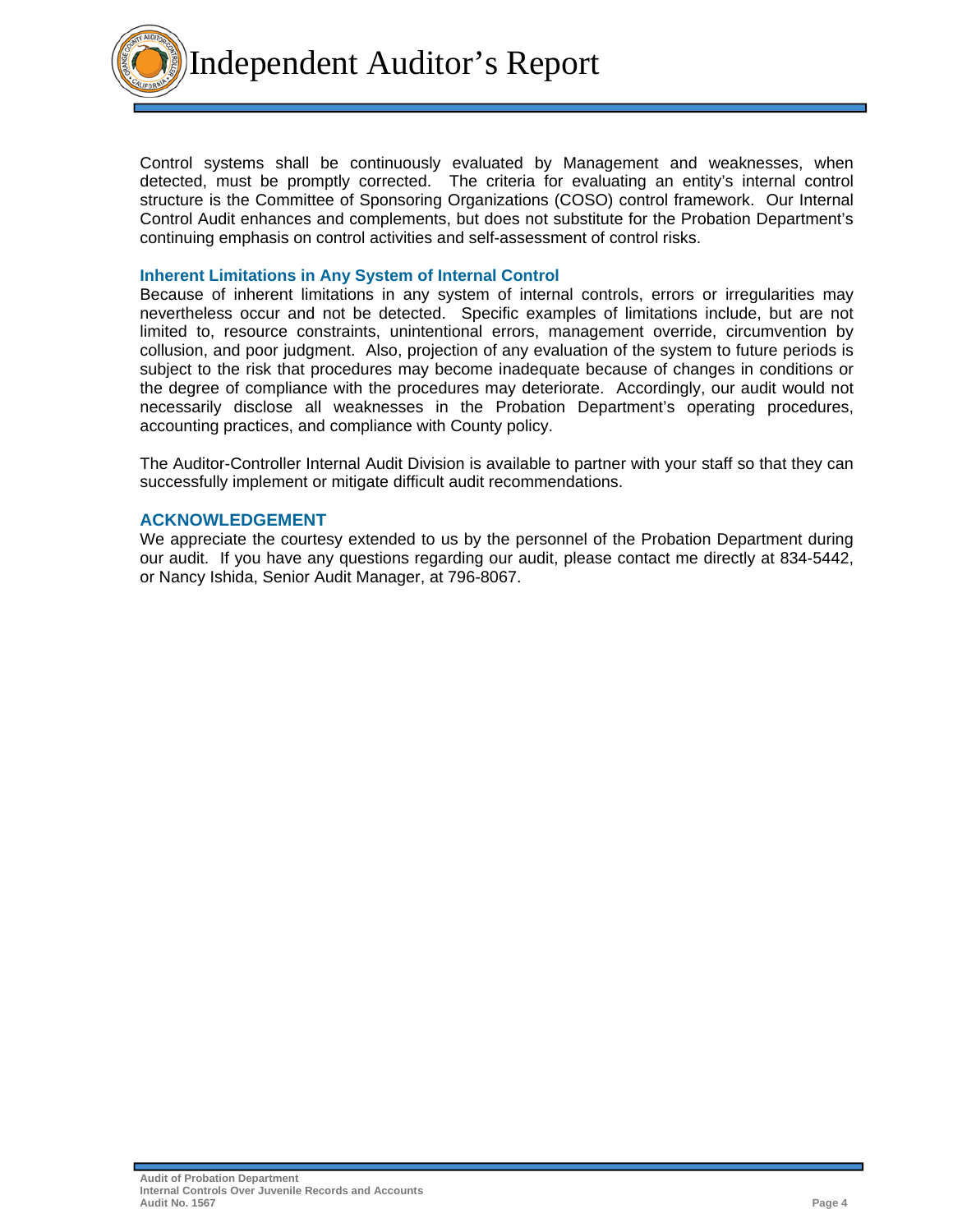Control systems shall be continuously evaluated by Management and weaknesses, when detected, must be promptly corrected. The criteria for evaluating an entity's internal control structure is the Committee of Sponsoring Organizations (COSO) control framework. Our Internal Control Audit enhances and complements, but does not substitute for the Probation Department's continuing emphasis on control activities and self-assessment of control risks.

### Inherent Limitations in Any System of Internal Control

Because of inherent limitations in any system of internal controls, errors or irregularities may nevertheless occur and not be detected. Specific examples of limitations include, but are not limited to, resource constraints, unintentional errors, management override, circumvention by collusion, and poor judgment. Also, projection of any evaluation of the system to future periods is subject to the risk that procedures may become inadequate because of changes in conditions or the degree of compliance with the procedures may deteriorate. Accordingly, our audit would not necessarily disclose all weaknesses in the Probation Department's operating procedures, accounting practices, and compliance with County policy.

The Auditor-Controller Internal Audit Division is available to partner with your staff so that they can successfully implement or mitigate difficult audit recommendations.

### ACKNOWLEDGEMENT

We appreciate the courtesy extended to us by the personnel of the Probation Department during our audit. If you have any questions regarding our audit, please contact me directly at 834-5442, or Nancy Ishida, Senior Audit Manager, at 796-8067.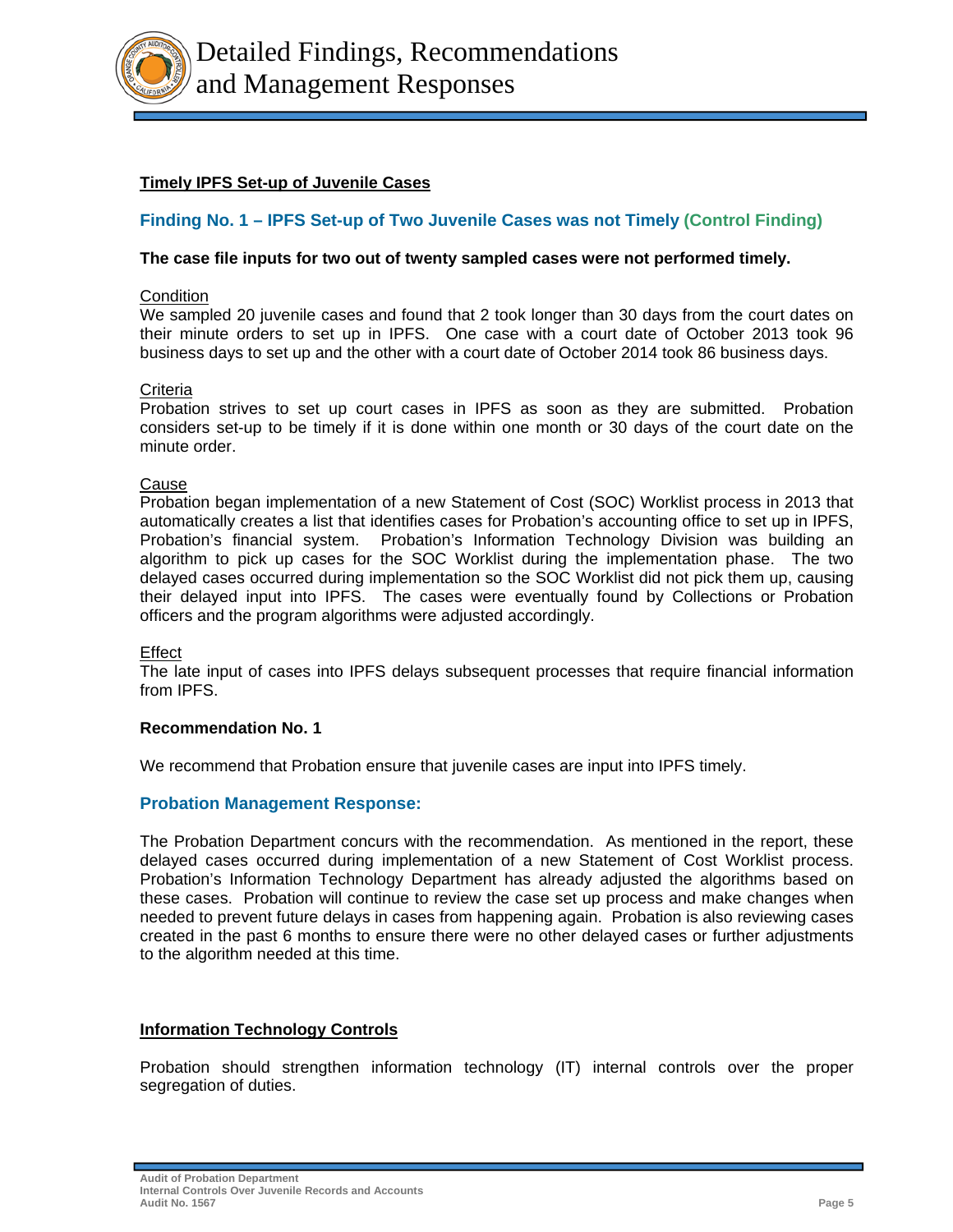# Detailed Findings, Recommendations and Management Responses

**Timely IPFS Set-up of Juvenile Cases**

### Finding No. 1 – IPFS Set-up of Two Juvenile Cases was not Timely (Control Finding)

**The case file inputs for two out of twenty sampled cases were not performed timely.**

Condition
We sampled 20 juvenile cases and found that 2 took longer than 30 days from the court dates on their minute orders to set up in IPFS. One case with a court date of October 2013 took 96 business days to set up and the other with a court date of October 2014 took 86 business days.

Criteria
Probation strives to set up court cases in IPFS as soon as they are submitted. Probation considers set-up to be timely if it is done within one month or 30 days of the court date on the minute order.

Cause
Probation began implementation of a new Statement of Cost (SOC) Worklist process in 2013 that automatically creates a list that identifies cases for Probation's accounting office to set up in IPFS, Probation's financial system. Probation's Information Technology Division was building an algorithm to pick up cases for the SOC Worklist during the implementation phase. The two delayed cases occurred during implementation so the SOC Worklist did not pick them up, causing their delayed input into IPFS. The cases were eventually found by Collections or Probation officers and the program algorithms were adjusted accordingly.

Effect
The late input of cases into IPFS delays subsequent processes that require financial information from IPFS.

**Recommendation No. 1**

We recommend that Probation ensure that juvenile cases are input into IPFS timely.

### Probation Management Response:

The Probation Department concurs with the recommendation. As mentioned in the report, these delayed cases occurred during implementation of a new Statement of Cost Worklist process. Probation's Information Technology Department has already adjusted the algorithms based on these cases. Probation will continue to review the case set up process and make changes when needed to prevent future delays in cases from happening again. Probation is also reviewing cases created in the past 6 months to ensure there were no other delayed cases or further adjustments to the algorithm needed at this time.

**Information Technology Controls**

Probation should strengthen information technology (IT) internal controls over the proper segregation of duties.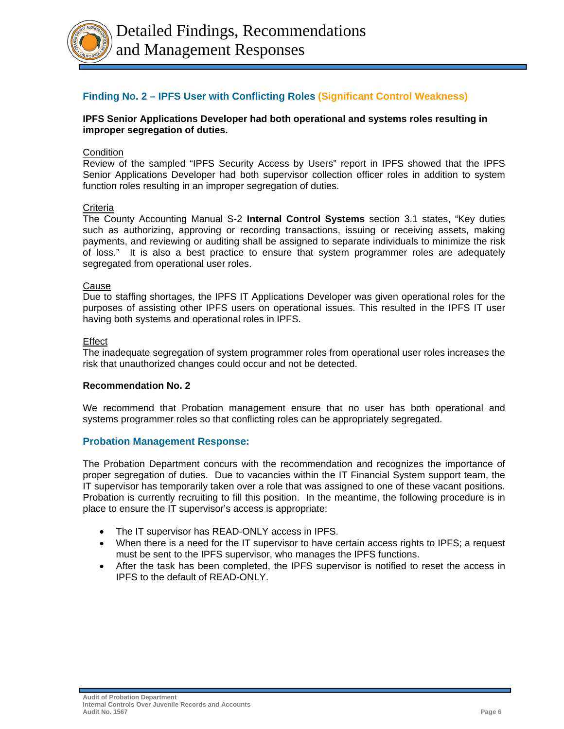# Detailed Findings, Recommendations and Management Responses

### Finding No. 2 – IPFS User with Conflicting Roles (Significant Control Weakness)

**IPFS Senior Applications Developer had both operational and systems roles resulting in improper segregation of duties.**

Condition

Review of the sampled "IPFS Security Access by Users" report in IPFS showed that the IPFS Senior Applications Developer had both supervisor collection officer roles in addition to system function roles resulting in an improper segregation of duties.

Criteria

The County Accounting Manual S-2 **Internal Control Systems** section 3.1 states, "Key duties such as authorizing, approving or recording transactions, issuing or receiving assets, making payments, and reviewing or auditing shall be assigned to separate individuals to minimize the risk of loss." It is also a best practice to ensure that system programmer roles are adequately segregated from operational user roles.

Cause

Due to staffing shortages, the IPFS IT Applications Developer was given operational roles for the purposes of assisting other IPFS users on operational issues. This resulted in the IPFS IT user having both systems and operational roles in IPFS.

Effect

The inadequate segregation of system programmer roles from operational user roles increases the risk that unauthorized changes could occur and not be detected.

**Recommendation No. 2**

We recommend that Probation management ensure that no user has both operational and systems programmer roles so that conflicting roles can be appropriately segregated.

### Probation Management Response:

The Probation Department concurs with the recommendation and recognizes the importance of proper segregation of duties. Due to vacancies within the IT Financial System support team, the IT supervisor has temporarily taken over a role that was assigned to one of these vacant positions. Probation is currently recruiting to fill this position. In the meantime, the following procedure is in place to ensure the IT supervisor's access is appropriate:

- The IT supervisor has READ-ONLY access in IPFS.
- When there is a need for the IT supervisor to have certain access rights to IPFS; a request must be sent to the IPFS supervisor, who manages the IPFS functions.
- After the task has been completed, the IPFS supervisor is notified to reset the access in IPFS to the default of READ-ONLY.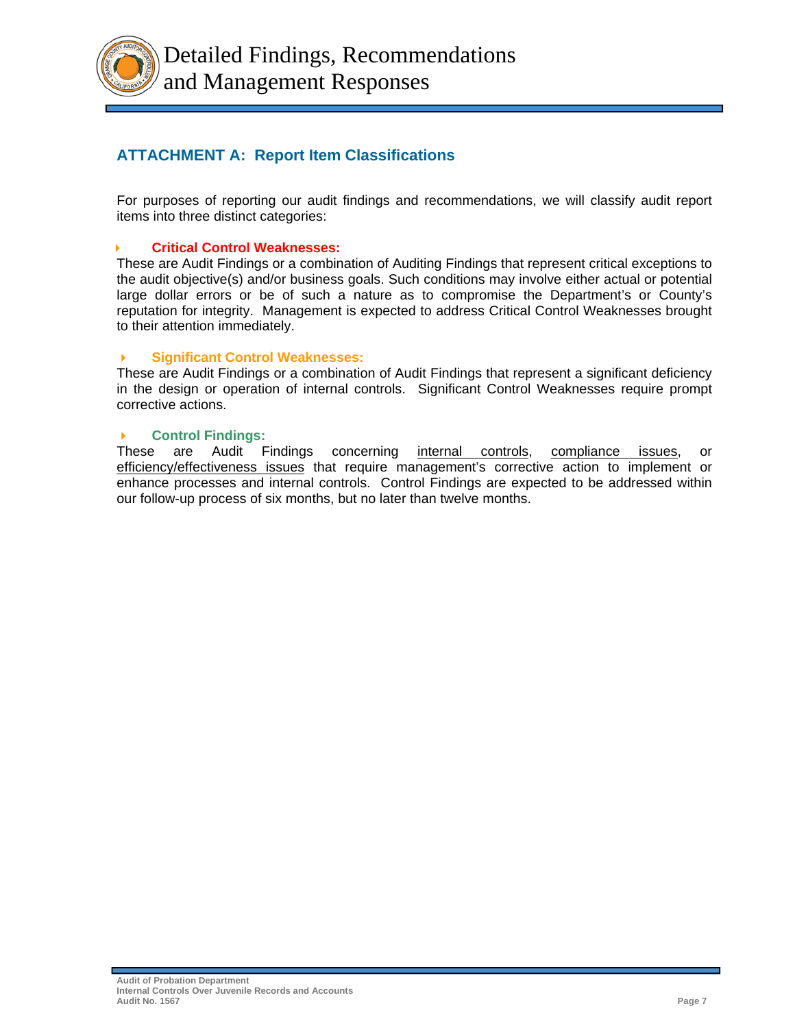# Detailed Findings, Recommendations and Management Responses

## ATTACHMENT A: Report Item Classifications

For purposes of reporting our audit findings and recommendations, we will classify audit report items into three distinct categories:

**Critical Control Weaknesses:**

These are Audit Findings or a combination of Auditing Findings that represent critical exceptions to the audit objective(s) and/or business goals. Such conditions may involve either actual or potential large dollar errors or be of such a nature as to compromise the Department's or County's reputation for integrity. Management is expected to address Critical Control Weaknesses brought to their attention immediately.

**Significant Control Weaknesses:**

These are Audit Findings or a combination of Audit Findings that represent a significant deficiency in the design or operation of internal controls. Significant Control Weaknesses require prompt corrective actions.

**Control Findings:**

These are Audit Findings concerning internal controls, compliance issues, or efficiency/effectiveness issues that require management's corrective action to implement or enhance processes and internal controls. Control Findings are expected to be addressed within our follow-up process of six months, but no later than twelve months.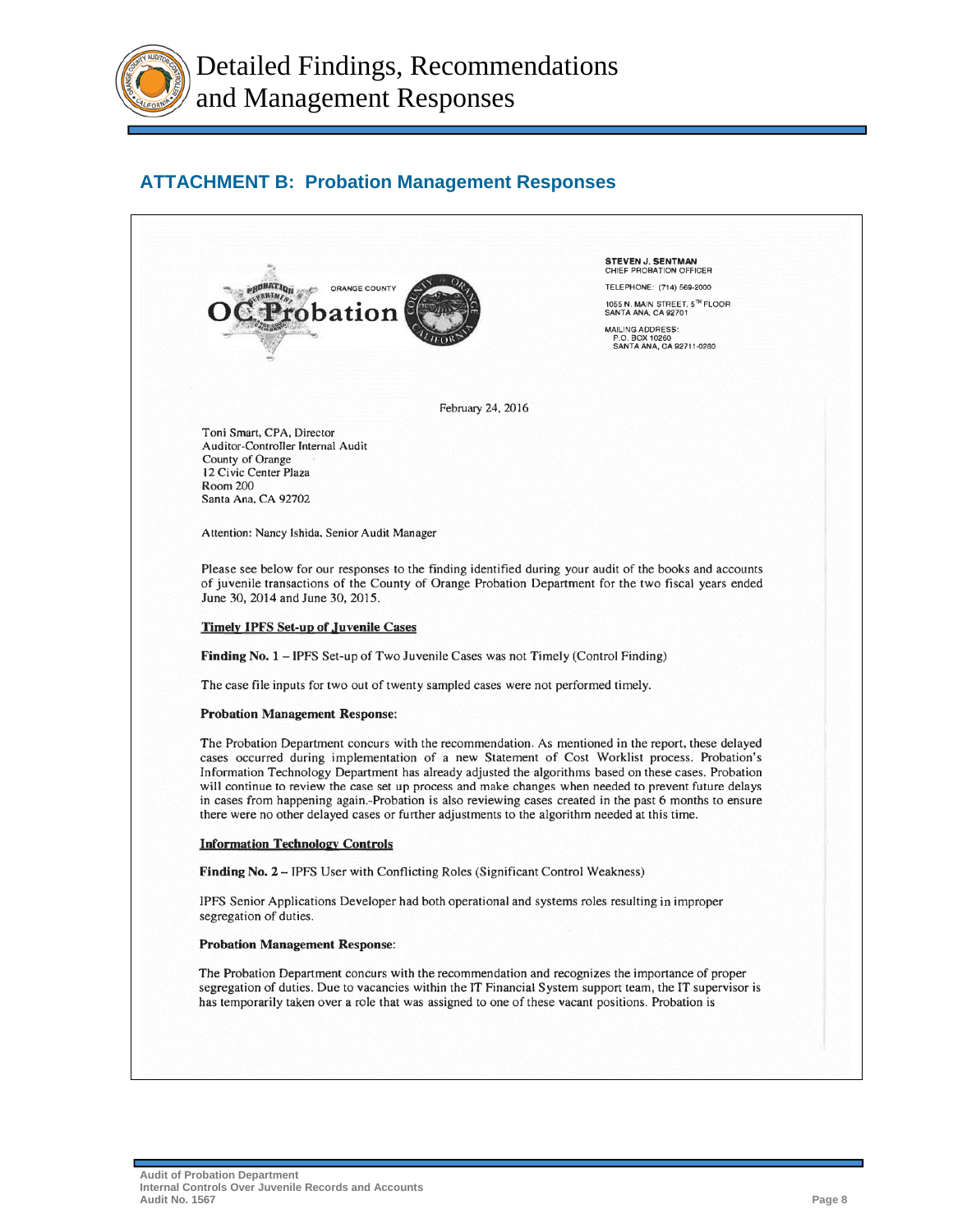# ATTACHMENT B: Probation Management Responses

OC Probation — ORANGE COUNTY

**STEVEN J. SENTMAN**
CHIEF PROBATION OFFICER

TELEPHONE: (714) 569-2000

1055 N. MAIN STREET, 5TH FLOOR
SANTA ANA, CA 92701

MAILING ADDRESS:
P.O. BOX 10260
SANTA ANA, CA 92711-0260

February 24, 2016

Toni Smart, CPA, Director
Auditor-Controller Internal Audit
County of Orange
12 Civic Center Plaza
Room 200
Santa Ana, CA 92702

Attention: Nancy Ishida, Senior Audit Manager

Please see below for our responses to the finding identified during your audit of the books and accounts of juvenile transactions of the County of Orange Probation Department for the two fiscal years ended June 30, 2014 and June 30, 2015.

**Timely IPFS Set-up of Juvenile Cases**

**Finding No. 1** – IPFS Set-up of Two Juvenile Cases was not Timely (Control Finding)

The case file inputs for two out of twenty sampled cases were not performed timely.

**Probation Management Response:**

The Probation Department concurs with the recommendation. As mentioned in the report, these delayed cases occurred during implementation of a new Statement of Cost Worklist process. Probation's Information Technology Department has already adjusted the algorithms based on these cases. Probation will continue to review the case set up process and make changes when needed to prevent future delays in cases from happening again. Probation is also reviewing cases created in the past 6 months to ensure there were no other delayed cases or further adjustments to the algorithm needed at this time.

**Information Technology Controls**

**Finding No. 2** – IPFS User with Conflicting Roles (Significant Control Weakness)

IPFS Senior Applications Developer had both operational and systems roles resulting in improper segregation of duties.

**Probation Management Response:**

The Probation Department concurs with the recommendation and recognizes the importance of proper segregation of duties. Due to vacancies within the IT Financial System support team, the IT supervisor is has temporarily taken over a role that was assigned to one of these vacant positions. Probation is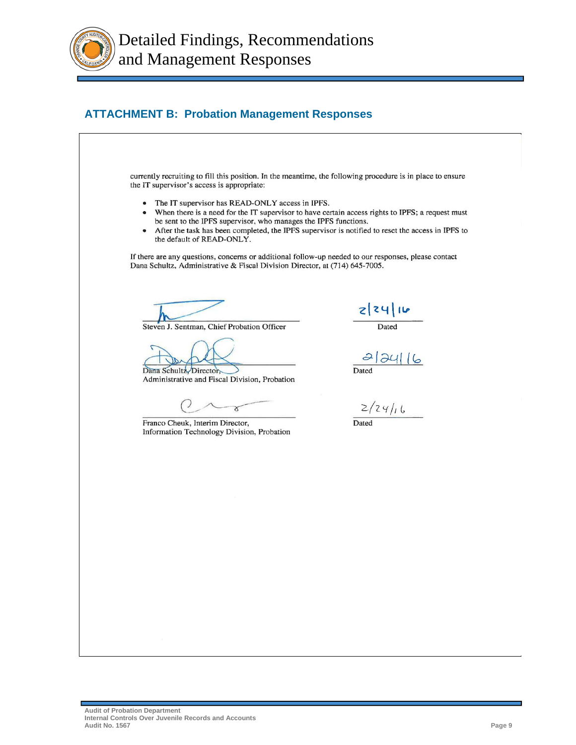## ATTACHMENT B: Probation Management Responses

currently recruiting to fill this position. In the meantime, the following procedure is in place to ensure the IT supervisor's access is appropriate:

- The IT supervisor has READ-ONLY access in IPFS.
- When there is a need for the IT supervisor to have certain access rights to IPFS; a request must be sent to the IPFS supervisor, who manages the IPFS functions.
- After the task has been completed, the IPFS supervisor is notified to reset the access in IPFS to the default of READ-ONLY.

If there are any questions, concerns or additional follow-up needed to our responses, please contact Dana Schultz, Administrative & Fiscal Division Director, at (714) 645-7005.

Steven J. Sentman, Chief Probation Officer — Dated 2/24/16

Dana Schultz, Director, Administrative and Fiscal Division, Probation — Dated 2/24/16

Franco Cheuk, Interim Director, Information Technology Division, Probation — Dated 2/24/16